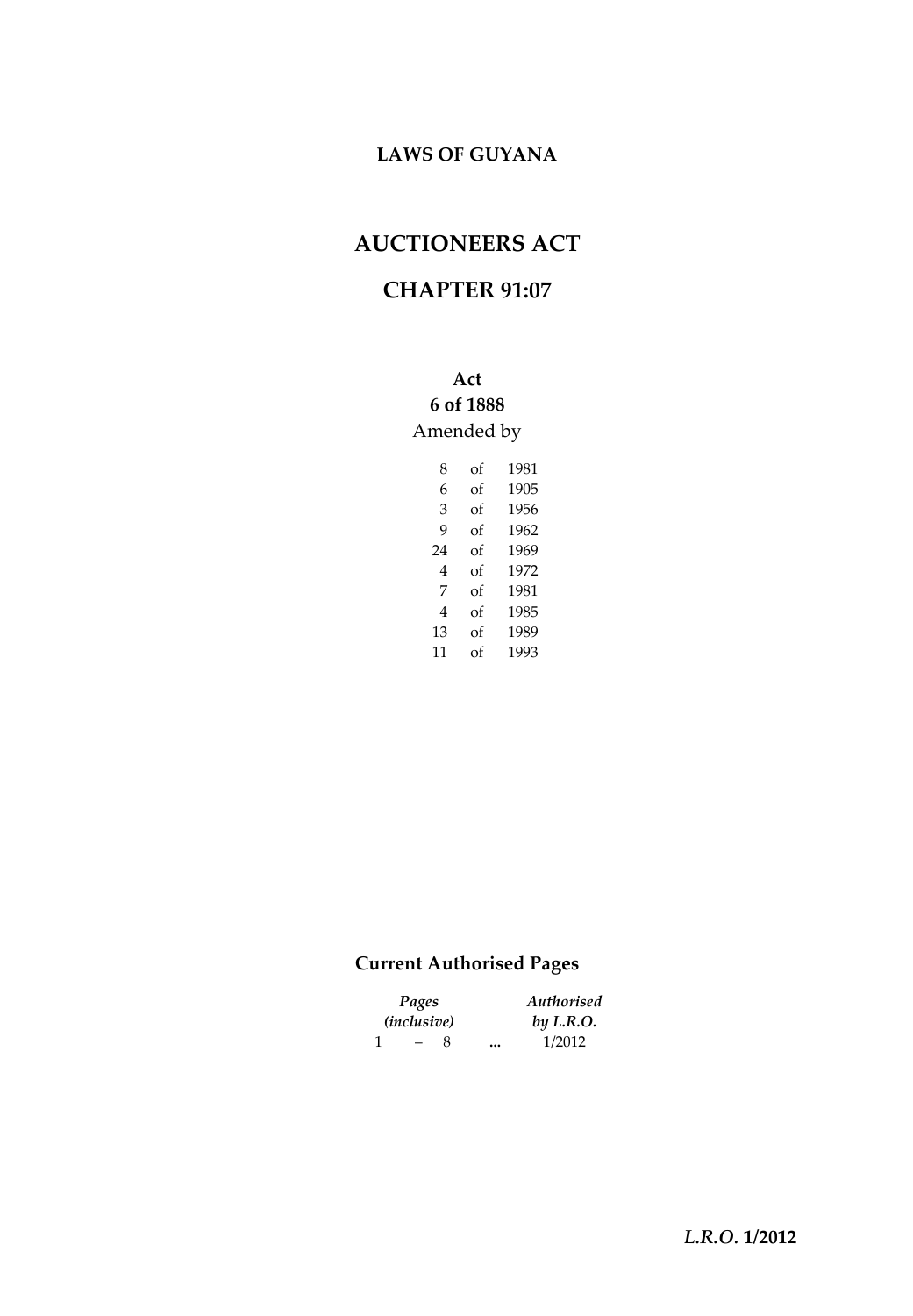**LAWS OF GUYANA**

# AUCTIONEERS ACT

# CHAPTER 91:07

**Act**
**6 of 1888**
Amended by

| | | |
|---|---|---|
| 8 | of | 1981 |
| 6 | of | 1905 |
| 3 | of | 1956 |
| 9 | of | 1962 |
| 24 | of | 1969 |
| 4 | of | 1972 |
| 7 | of | 1981 |
| 4 | of | 1985 |
| 13 | of | 1989 |
| 11 | of | 1993 |

## Current Authorised Pages

| *Pages (inclusive)* | | *Authorised by L.R.O.* |
|---|---|---|
| 1 – 8 | ... | 1/2012 |

***L.R.O.* 1/2012**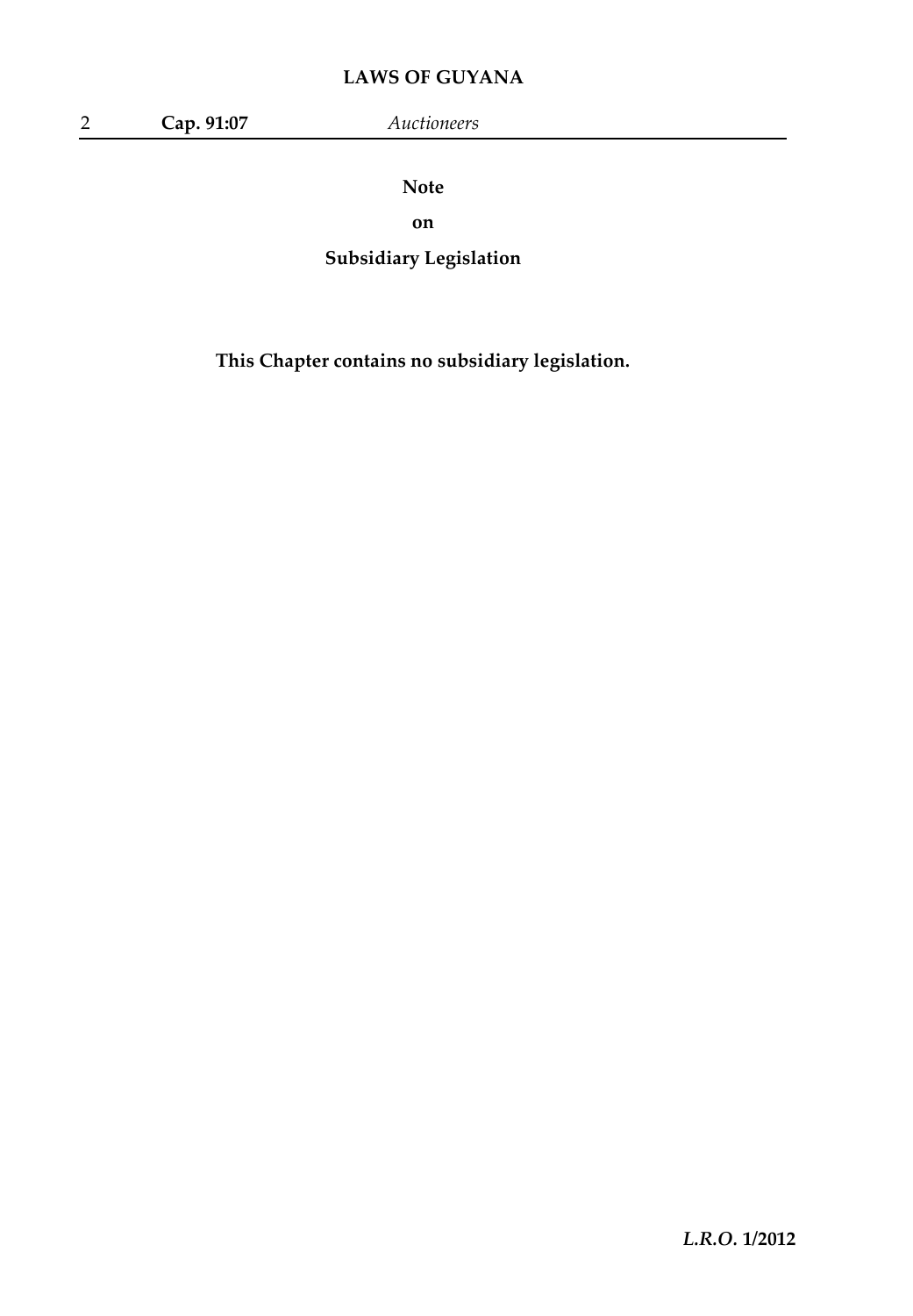## Note

## on

## Subsidiary Legislation

**This Chapter contains no subsidiary legislation.**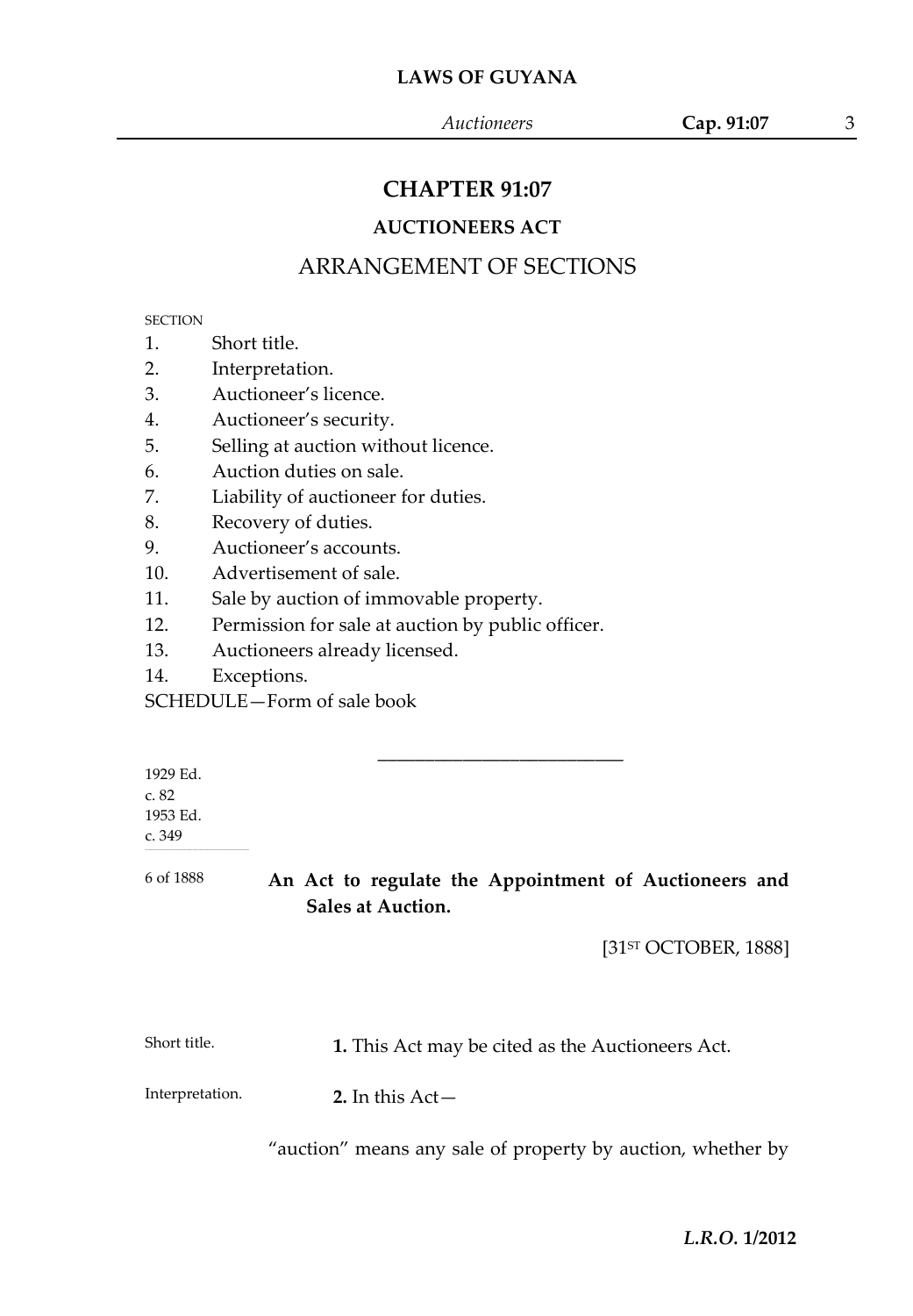# CHAPTER 91:07

## AUCTIONEERS ACT

## ARRANGEMENT OF SECTIONS

SECTION

1. Short title.
2. Interpretation.
3. Auctioneer's licence.
4. Auctioneer's security.
5. Selling at auction without licence.
6. Auction duties on sale.
7. Liability of auctioneer for duties.
8. Recovery of duties.
9. Auctioneer's accounts.
10. Advertisement of sale.
11. Sale by auction of immovable property.
12. Permission for sale at auction by public officer.
13. Auctioneers already licensed.
14. Exceptions.

SCHEDULE—Form of sale book

---

1929 Ed.
c. 82
1953 Ed.
c. 349

6 of 1888

**An Act to regulate the Appointment of Auctioneers and Sales at Auction.**

[31ST OCTOBER, 1888]

Short title.

**1.** This Act may be cited as the Auctioneers Act.

Interpretation.

**2.** In this Act—

"auction" means any sale of property by auction, whether by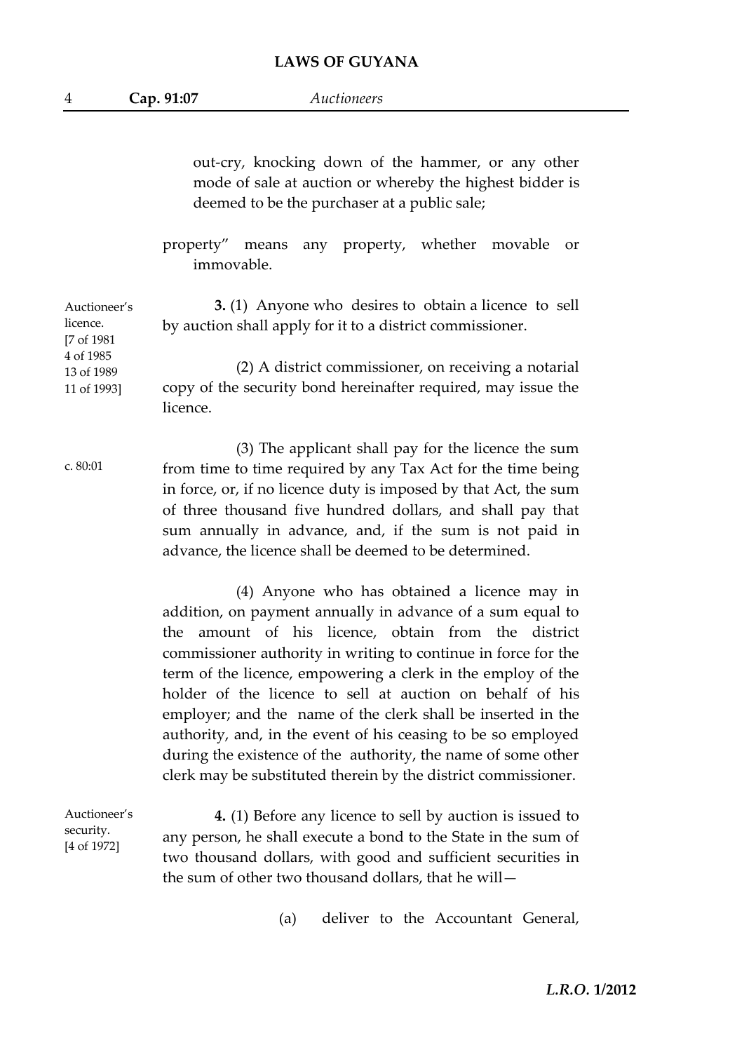out-cry, knocking down of the hammer, or any other mode of sale at auction or whereby the highest bidder is deemed to be the purchaser at a public sale;

property" means any property, whether movable or immovable.

Auctioneer's licence. [7 of 1981 4 of 1985 13 of 1989 11 of 1993]

**3.** (1) Anyone who desires to obtain a licence to sell by auction shall apply for it to a district commissioner.

(2) A district commissioner, on receiving a notarial copy of the security bond hereinafter required, may issue the licence.

c. 80:01

(3) The applicant shall pay for the licence the sum from time to time required by any Tax Act for the time being in force, or, if no licence duty is imposed by that Act, the sum of three thousand five hundred dollars, and shall pay that sum annually in advance, and, if the sum is not paid in advance, the licence shall be deemed to be determined.

(4) Anyone who has obtained a licence may in addition, on payment annually in advance of a sum equal to the amount of his licence, obtain from the district commissioner authority in writing to continue in force for the term of the licence, empowering a clerk in the employ of the holder of the licence to sell at auction on behalf of his employer; and the name of the clerk shall be inserted in the authority, and, in the event of his ceasing to be so employed during the existence of the authority, the name of some other clerk may be substituted therein by the district commissioner.

Auctioneer's security. [4 of 1972]

**4.** (1) Before any licence to sell by auction is issued to any person, he shall execute a bond to the State in the sum of two thousand dollars, with good and sufficient securities in the sum of other two thousand dollars, that he will—

(a) deliver to the Accountant General,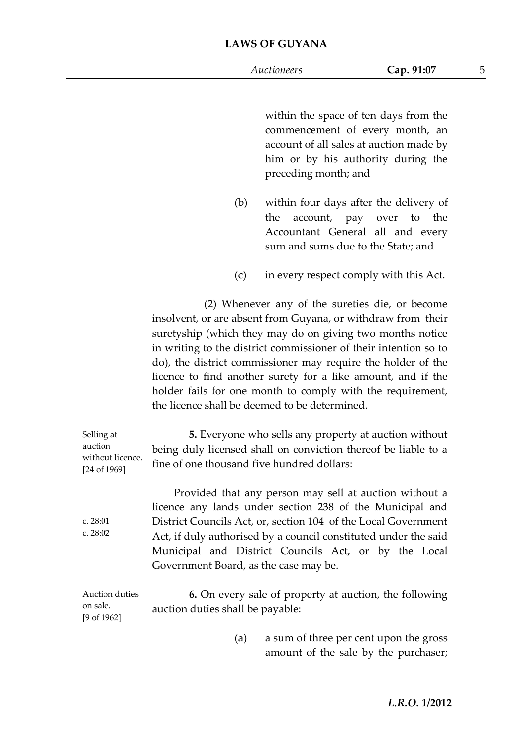within the space of ten days from the commencement of every month, an account of all sales at auction made by him or by his authority during the preceding month; and

(b) within four days after the delivery of the account, pay over to the Accountant General all and every sum and sums due to the State; and

(c) in every respect comply with this Act.

(2) Whenever any of the sureties die, or become insolvent, or are absent from Guyana, or withdraw from their suretyship (which they may do on giving two months notice in writing to the district commissioner of their intention so to do), the district commissioner may require the holder of the licence to find another surety for a like amount, and if the holder fails for one month to comply with the requirement, the licence shall be deemed to be determined.

Selling at auction without licence. [24 of 1969]

**5.** Everyone who sells any property at auction without being duly licensed shall on conviction thereof be liable to a fine of one thousand five hundred dollars:

c. 28:01
c. 28:02

Provided that any person may sell at auction without a licence any lands under section 238 of the Municipal and District Councils Act, or, section 104 of the Local Government Act, if duly authorised by a council constituted under the said Municipal and District Councils Act, or by the Local Government Board, as the case may be.

Auction duties on sale. [9 of 1962]

**6.** On every sale of property at auction, the following auction duties shall be payable:

(a) a sum of three per cent upon the gross amount of the sale by the purchaser;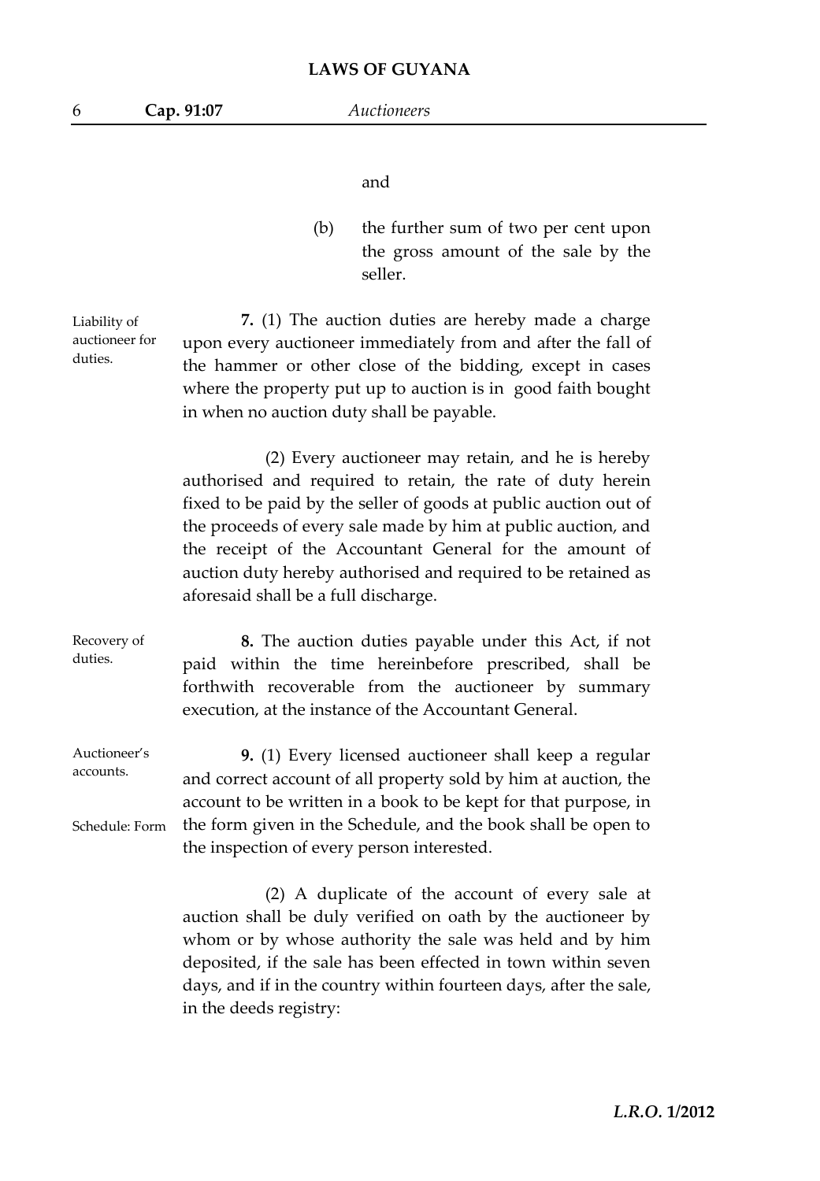and

(b) the further sum of two per cent upon the gross amount of the sale by the seller.

Liability of auctioneer for duties.

**7.** (1) The auction duties are hereby made a charge upon every auctioneer immediately from and after the fall of the hammer or other close of the bidding, except in cases where the property put up to auction is in good faith bought in when no auction duty shall be payable.

(2) Every auctioneer may retain, and he is hereby authorised and required to retain, the rate of duty herein fixed to be paid by the seller of goods at public auction out of the proceeds of every sale made by him at public auction, and the receipt of the Accountant General for the amount of auction duty hereby authorised and required to be retained as aforesaid shall be a full discharge.

Recovery of duties.

**8.** The auction duties payable under this Act, if not paid within the time hereinbefore prescribed, shall be forthwith recoverable from the auctioneer by summary execution, at the instance of the Accountant General.

Auctioneer's accounts.

Schedule: Form

**9.** (1) Every licensed auctioneer shall keep a regular and correct account of all property sold by him at auction, the account to be written in a book to be kept for that purpose, in the form given in the Schedule, and the book shall be open to the inspection of every person interested.

(2) A duplicate of the account of every sale at auction shall be duly verified on oath by the auctioneer by whom or by whose authority the sale was held and by him deposited, if the sale has been effected in town within seven days, and if in the country within fourteen days, after the sale, in the deeds registry: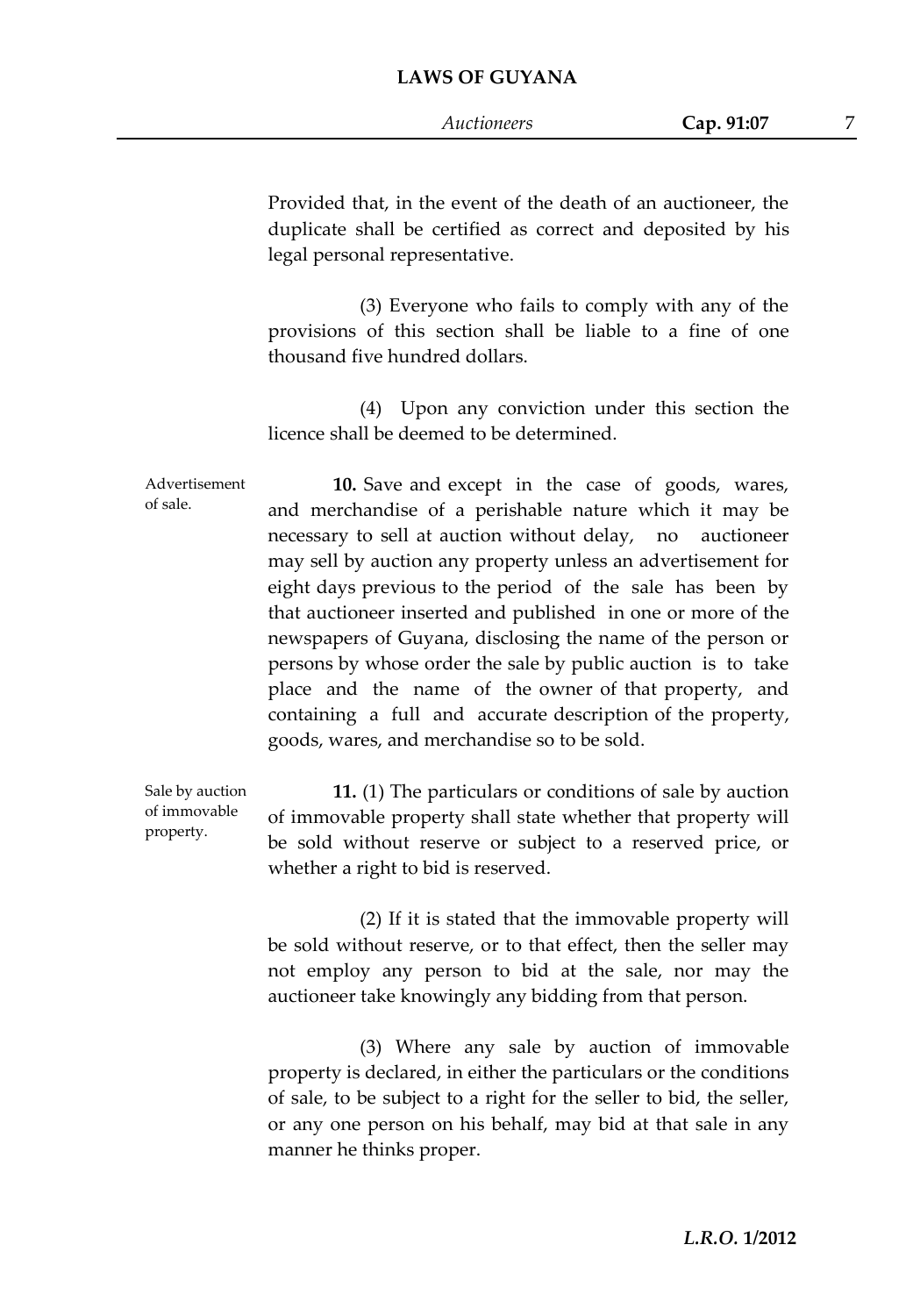Provided that, in the event of the death of an auctioneer, the duplicate shall be certified as correct and deposited by his legal personal representative.

(3) Everyone who fails to comply with any of the provisions of this section shall be liable to a fine of one thousand five hundred dollars.

(4) Upon any conviction under this section the licence shall be deemed to be determined.

Advertisement of sale.

**10.** Save and except in the case of goods, wares, and merchandise of a perishable nature which it may be necessary to sell at auction without delay, no auctioneer may sell by auction any property unless an advertisement for eight days previous to the period of the sale has been by that auctioneer inserted and published in one or more of the newspapers of Guyana, disclosing the name of the person or persons by whose order the sale by public auction is to take place and the name of the owner of that property, and containing a full and accurate description of the property, goods, wares, and merchandise so to be sold.

Sale by auction of immovable property.

**11.** (1) The particulars or conditions of sale by auction of immovable property shall state whether that property will be sold without reserve or subject to a reserved price, or whether a right to bid is reserved.

(2) If it is stated that the immovable property will be sold without reserve, or to that effect, then the seller may not employ any person to bid at the sale, nor may the auctioneer take knowingly any bidding from that person.

(3) Where any sale by auction of immovable property is declared, in either the particulars or the conditions of sale, to be subject to a right for the seller to bid, the seller, or any one person on his behalf, may bid at that sale in any manner he thinks proper.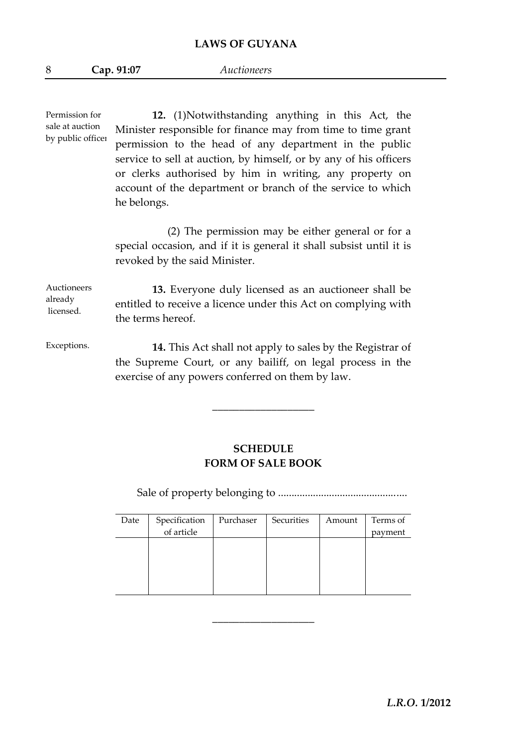Permission for sale at auction by public officer

**12.** (1)Notwithstanding anything in this Act, the Minister responsible for finance may from time to time grant permission to the head of any department in the public service to sell at auction, by himself, or by any of his officers or clerks authorised by him in writing, any property on account of the department or branch of the service to which he belongs.

(2) The permission may be either general or for a special occasion, and if it is general it shall subsist until it is revoked by the said Minister.

Auctioneers already licensed.

**13.** Everyone duly licensed as an auctioneer shall be entitled to receive a licence under this Act on complying with the terms hereof.

Exceptions.

**14.** This Act shall not apply to sales by the Registrar of the Supreme Court, or any bailiff, on legal process in the exercise of any powers conferred on them by law.

---

## SCHEDULE
## FORM OF SALE BOOK

Sale of property belonging to ...............................................

| Date | Specification of article | Purchaser | Securities | Amount | Terms of payment |
|---|---|---|---|---|---|
| | | | | | |

---

*L.R.O.* **1/2012**